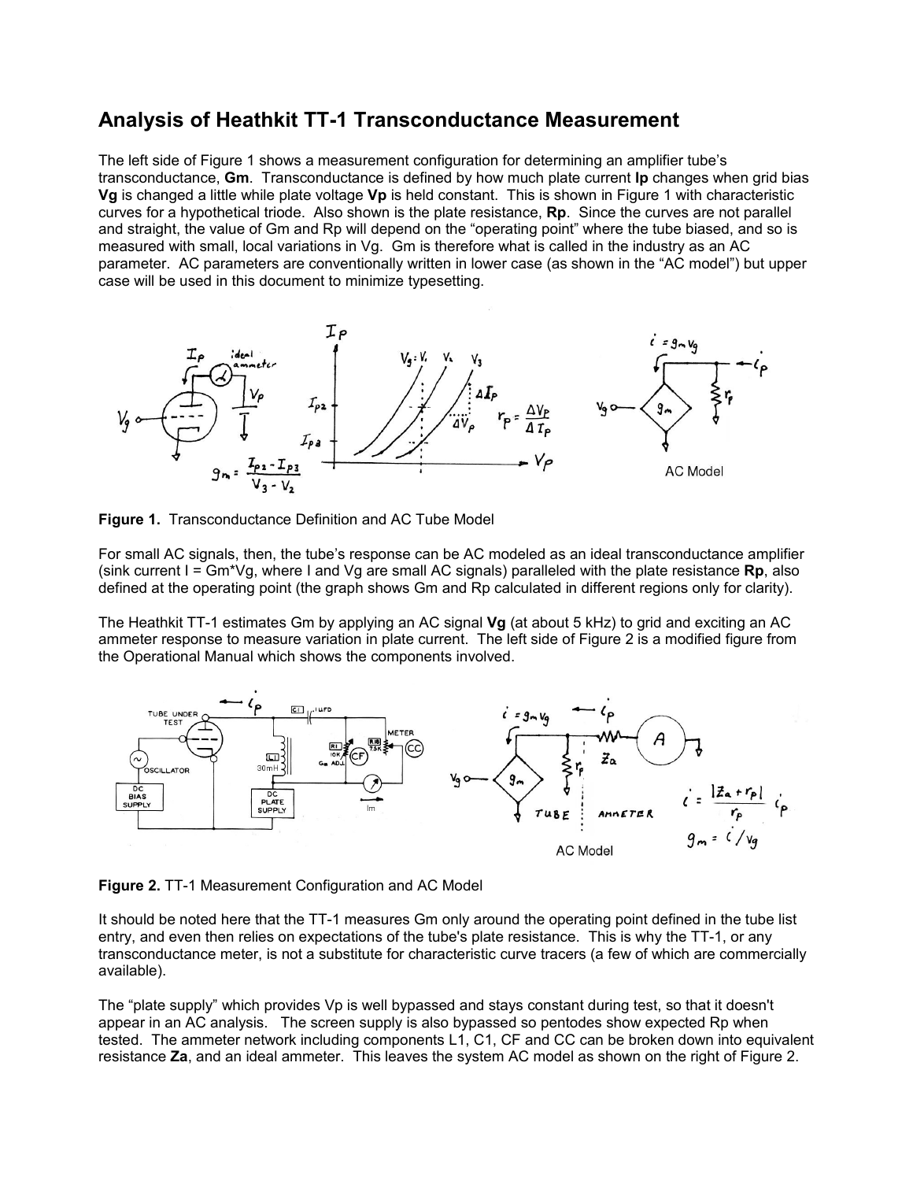# Analysis of Heathkit TT-1 Transconductance Measurement

The left side of Figure 1 shows a measurement configuration for determining an amplifier tube's transconductance, **Gm**. Transconductance is defined by how much plate current **Ip** changes when grid bias **Vg** is changed a little while plate voltage **Vp** is held constant. This is shown in Figure 1 with characteristic curves for a hypothetical triode. Also shown is the plate resistance, **Rp**. Since the curves are not parallel and straight, the value of Gm and Rp will depend on the "operating point" where the tube biased, and so is measured with small, local variations in Vg. Gm is therefore what is called in the industry as an AC parameter. AC parameters are conventionally written in lower case (as shown in the "AC model") but upper case will be used in this document to minimize typesetting.

**Figure 1.** Transconductance Definition and AC Tube Model

For small AC signals, then, the tube's response can be AC modeled as an ideal transconductance amplifier (sink current I = Gm*Vg, where I and Vg are small AC signals) paralleled with the plate resistance **Rp**, also defined at the operating point (the graph shows Gm and Rp calculated in different regions only for clarity).

The Heathkit TT-1 estimates Gm by applying an AC signal **Vg** (at about 5 kHz) to grid and exciting an AC ammeter response to measure variation in plate current. The left side of Figure 2 is a modified figure from the Operational Manual which shows the components involved.

**Figure 2.** TT-1 Measurement Configuration and AC Model

It should be noted here that the TT-1 measures Gm only around the operating point defined in the tube list entry, and even then relies on expectations of the tube's plate resistance. This is why the TT-1, or any transconductance meter, is not a substitute for characteristic curve tracers (a few of which are commercially available).

The "plate supply" which provides Vp is well bypassed and stays constant during test, so that it doesn't appear in an AC analysis. The screen supply is also bypassed so pentodes show expected Rp when tested. The ammeter network including components L1, C1, CF and CC can be broken down into equivalent resistance **Za**, and an ideal ammeter. This leaves the system AC model as shown on the right of Figure 2.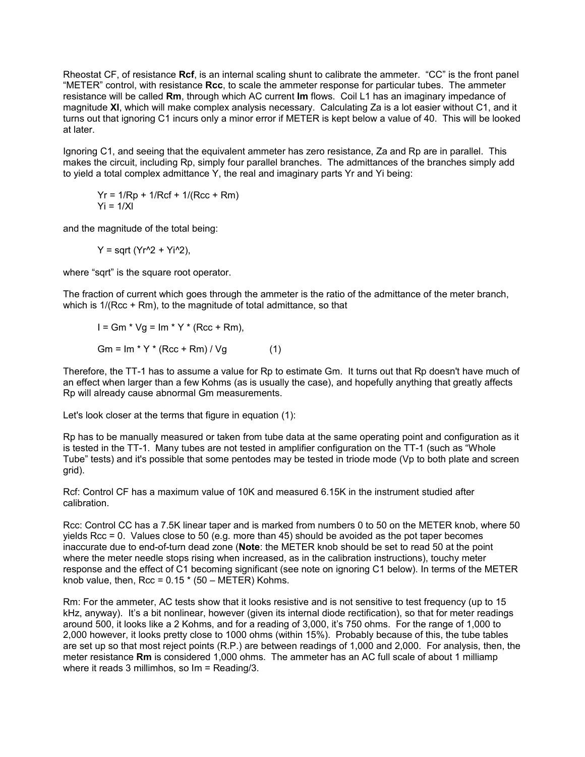Rheostat CF, of resistance **Rcf**, is an internal scaling shunt to calibrate the ammeter. "CC" is the front panel "METER" control, with resistance **Rcc**, to scale the ammeter response for particular tubes. The ammeter resistance will be called **Rm**, through which AC current **Im** flows. Coil L1 has an imaginary impedance of magnitude **Xl**, which will make complex analysis necessary. Calculating Za is a lot easier without C1, and it turns out that ignoring C1 incurs only a minor error if METER is kept below a value of 40. This will be looked at later.

Ignoring C1, and seeing that the equivalent ammeter has zero resistance, Za and Rp are in parallel. This makes the circuit, including Rp, simply four parallel branches. The admittances of the branches simply add to yield a total complex admittance Y, the real and imaginary parts Yr and Yi being:

$$Yr = 1/Rp + 1/Rcf + 1/(Rcc + Rm)$$
$$Yi = 1/Xl$$

and the magnitude of the total being:

$$Y = \mathrm{sqrt}(Yr^2 + Yi^2),$$

where "sqrt" is the square root operator.

The fraction of current which goes through the ammeter is the ratio of the admittance of the meter branch, which is 1/(Rcc + Rm), to the magnitude of total admittance, so that

$$I = Gm * Vg = Im * Y * (Rcc + Rm),$$

$$Gm = Im * Y * (Rcc + Rm) / Vg \qquad (1)$$

Therefore, the TT-1 has to assume a value for Rp to estimate Gm. It turns out that Rp doesn't have much of an effect when larger than a few Kohms (as is usually the case), and hopefully anything that greatly affects Rp will already cause abnormal Gm measurements.

Let's look closer at the terms that figure in equation (1):

Rp has to be manually measured or taken from tube data at the same operating point and configuration as it is tested in the TT-1. Many tubes are not tested in amplifier configuration on the TT-1 (such as "Whole Tube" tests) and it's possible that some pentodes may be tested in triode mode (Vp to both plate and screen grid).

Rcf: Control CF has a maximum value of 10K and measured 6.15K in the instrument studied after calibration.

Rcc: Control CC has a 7.5K linear taper and is marked from numbers 0 to 50 on the METER knob, where 50 yields Rcc = 0. Values close to 50 (e.g. more than 45) should be avoided as the pot taper becomes inaccurate due to end-of-turn dead zone (**Note**: the METER knob should be set to read 50 at the point where the meter needle stops rising when increased, as in the calibration instructions), touchy meter response and the effect of C1 becoming significant (see note on ignoring C1 below). In terms of the METER knob value, then, Rcc = 0.15 * (50 – METER) Kohms.

Rm: For the ammeter, AC tests show that it looks resistive and is not sensitive to test frequency (up to 15 kHz, anyway). It's a bit nonlinear, however (given its internal diode rectification), so that for meter readings around 500, it looks like a 2 Kohms, and for a reading of 3,000, it's 750 ohms. For the range of 1,000 to 2,000 however, it looks pretty close to 1000 ohms (within 15%). Probably because of this, the tube tables are set up so that most reject points (R.P.) are between readings of 1,000 and 2,000. For analysis, then, the meter resistance **Rm** is considered 1,000 ohms. The ammeter has an AC full scale of about 1 milliamp where it reads 3 millimhos, so Im = Reading/3.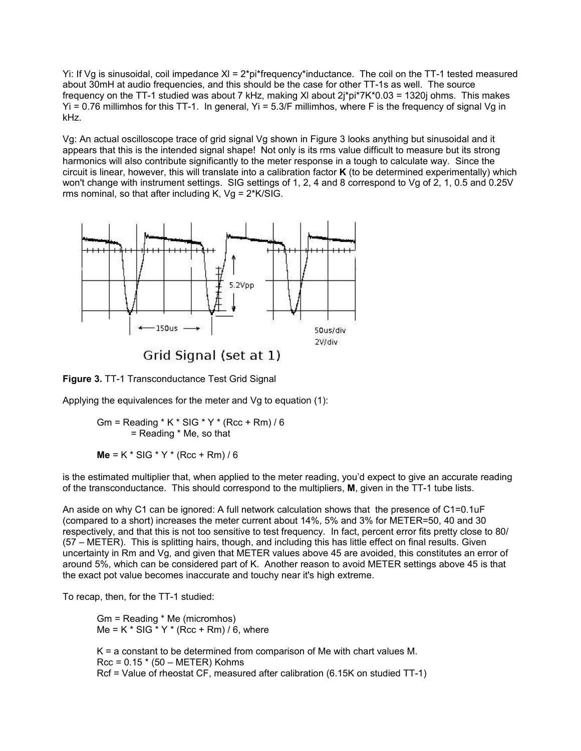Yi: If Vg is sinusoidal, coil impedance Xl = 2*pi*frequency*inductance. The coil on the TT-1 tested measured about 30mH at audio frequencies, and this should be the case for other TT-1s as well. The source frequency on the TT-1 studied was about 7 kHz, making Xl about 2j*pi*7K*0.03 = 1320j ohms. This makes Yi = 0.76 millimhos for this TT-1. In general, Yi = 5.3/F millimhos, where F is the frequency of signal Vg in kHz.

Vg: An actual oscilloscope trace of grid signal Vg shown in Figure 3 looks anything but sinusoidal and it appears that this is the intended signal shape! Not only is its rms value difficult to measure but its strong harmonics will also contribute significantly to the meter response in a tough to calculate way. Since the circuit is linear, however, this will translate into a calibration factor **K** (to be determined experimentally) which won't change with instrument settings. SIG settings of 1, 2, 4 and 8 correspond to Vg of 2, 1, 0.5 and 0.25V rms nominal, so that after including K, Vg = 2*K/SIG.

Grid Signal (set at 1)

**Figure 3.** TT-1 Transconductance Test Grid Signal

Applying the equivalences for the meter and Vg to equation (1):

Gm = Reading * K * SIG * Y * (Rcc + Rm) / 6
= Reading * Me, so that

**Me** = K * SIG * Y * (Rcc + Rm) / 6

is the estimated multiplier that, when applied to the meter reading, you'd expect to give an accurate reading of the transconductance. This should correspond to the multipliers, **M**, given in the TT-1 tube lists.

An aside on why C1 can be ignored: A full network calculation shows that the presence of C1=0.1uF (compared to a short) increases the meter current about 14%, 5% and 3% for METER=50, 40 and 30 respectively, and that this is not too sensitive to test frequency. In fact, percent error fits pretty close to 80/(57 – METER). This is splitting hairs, though, and including this has little effect on final results. Given uncertainty in Rm and Vg, and given that METER values above 45 are avoided, this constitutes an error of around 5%, which can be considered part of K. Another reason to avoid METER settings above 45 is that the exact pot value becomes inaccurate and touchy near it's high extreme.

To recap, then, for the TT-1 studied:

Gm = Reading * Me (micromhos)
Me = K * SIG * Y * (Rcc + Rm) / 6, where

K = a constant to be determined from comparison of Me with chart values M.
Rcc = 0.15 * (50 – METER) Kohms
Rcf = Value of rheostat CF, measured after calibration (6.15K on studied TT-1)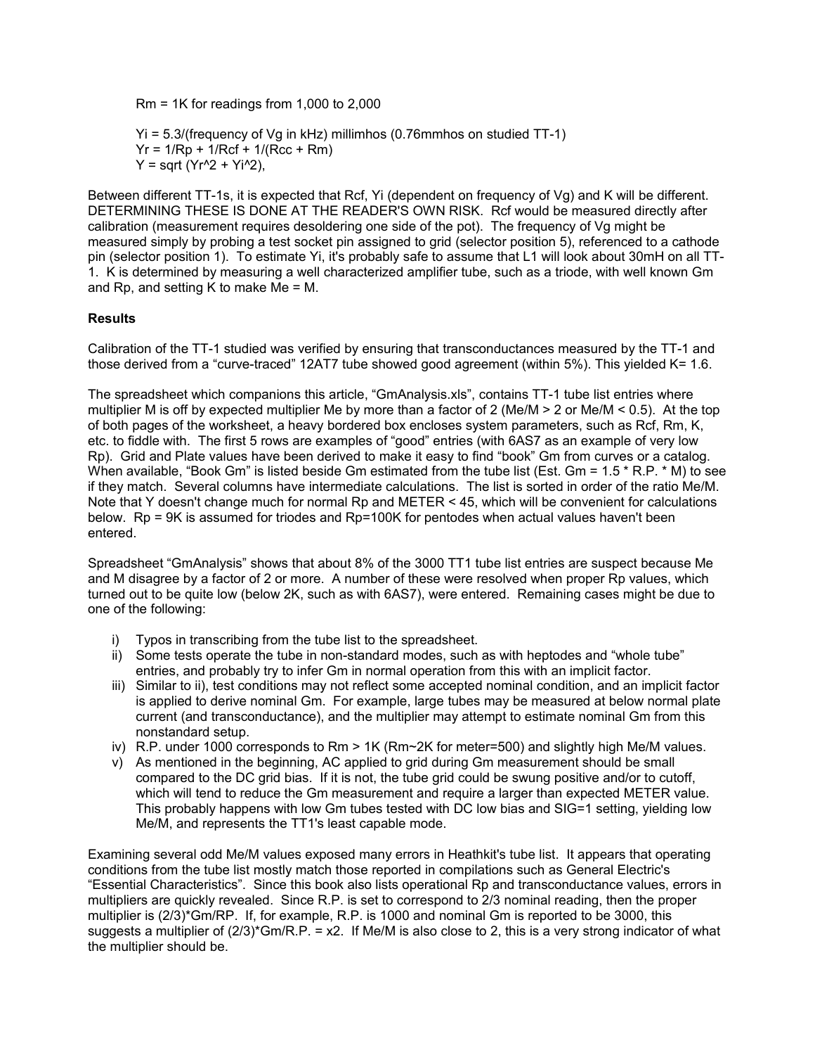$Rm = 1K$ for readings from 1,000 to 2,000

$Yi = 5.3/(\text{frequency of Vg in kHz})$ millimhos (0.76mmhos on studied TT-1)
$Yr = 1/Rp + 1/Rcf + 1/(Rcc + Rm)$
$Y = \text{sqrt}(Yr^2 + Yi^2)$,

Between different TT-1s, it is expected that Rcf, Yi (dependent on frequency of Vg) and K will be different. DETERMINING THESE IS DONE AT THE READER'S OWN RISK. Rcf would be measured directly after calibration (measurement requires desoldering one side of the pot). The frequency of Vg might be measured simply by probing a test socket pin assigned to grid (selector position 5), referenced to a cathode pin (selector position 1). To estimate Yi, it's probably safe to assume that L1 will look about 30mH on all TT-1. K is determined by measuring a well characterized amplifier tube, such as a triode, with well known Gm and Rp, and setting K to make Me = M.

### Results

Calibration of the TT-1 studied was verified by ensuring that transconductances measured by the TT-1 and those derived from a "curve-traced" 12AT7 tube showed good agreement (within 5%). This yielded K= 1.6.

The spreadsheet which companions this article, "GmAnalysis.xls", contains TT-1 tube list entries where multiplier M is off by expected multiplier Me by more than a factor of 2 (Me/M > 2 or Me/M < 0.5). At the top of both pages of the worksheet, a heavy bordered box encloses system parameters, such as Rcf, Rm, K, etc. to fiddle with. The first 5 rows are examples of "good" entries (with 6AS7 as an example of very low Rp). Grid and Plate values have been derived to make it easy to find "book" Gm from curves or a catalog. When available, "Book Gm" is listed beside Gm estimated from the tube list (Est. Gm = 1.5 * R.P. * M) to see if they match. Several columns have intermediate calculations. The list is sorted in order of the ratio Me/M. Note that Y doesn't change much for normal Rp and METER < 45, which will be convenient for calculations below. Rp = 9K is assumed for triodes and Rp=100K for pentodes when actual values haven't been entered.

Spreadsheet "GmAnalysis" shows that about 8% of the 3000 TT1 tube list entries are suspect because Me and M disagree by a factor of 2 or more. A number of these were resolved when proper Rp values, which turned out to be quite low (below 2K, such as with 6AS7), were entered. Remaining cases might be due to one of the following:

i) Typos in transcribing from the tube list to the spreadsheet.
ii) Some tests operate the tube in non-standard modes, such as with heptodes and "whole tube" entries, and probably try to infer Gm in normal operation from this with an implicit factor.
iii) Similar to ii), test conditions may not reflect some accepted nominal condition, and an implicit factor is applied to derive nominal Gm. For example, large tubes may be measured at below normal plate current (and transconductance), and the multiplier may attempt to estimate nominal Gm from this nonstandard setup.
iv) R.P. under 1000 corresponds to Rm > 1K (Rm~2K for meter=500) and slightly high Me/M values.
v) As mentioned in the beginning, AC applied to grid during Gm measurement should be small compared to the DC grid bias. If it is not, the tube grid could be swung positive and/or to cutoff, which will tend to reduce the Gm measurement and require a larger than expected METER value. This probably happens with low Gm tubes tested with DC low bias and SIG=1 setting, yielding low Me/M, and represents the TT1's least capable mode.

Examining several odd Me/M values exposed many errors in Heathkit's tube list. It appears that operating conditions from the tube list mostly match those reported in compilations such as General Electric's "Essential Characteristics". Since this book also lists operational Rp and transconductance values, errors in multipliers are quickly revealed. Since R.P. is set to correspond to 2/3 nominal reading, then the proper multiplier is (2/3)*Gm/RP. If, for example, R.P. is 1000 and nominal Gm is reported to be 3000, this suggests a multiplier of (2/3)*Gm/R.P. = x2. If Me/M is also close to 2, this is a very strong indicator of what the multiplier should be.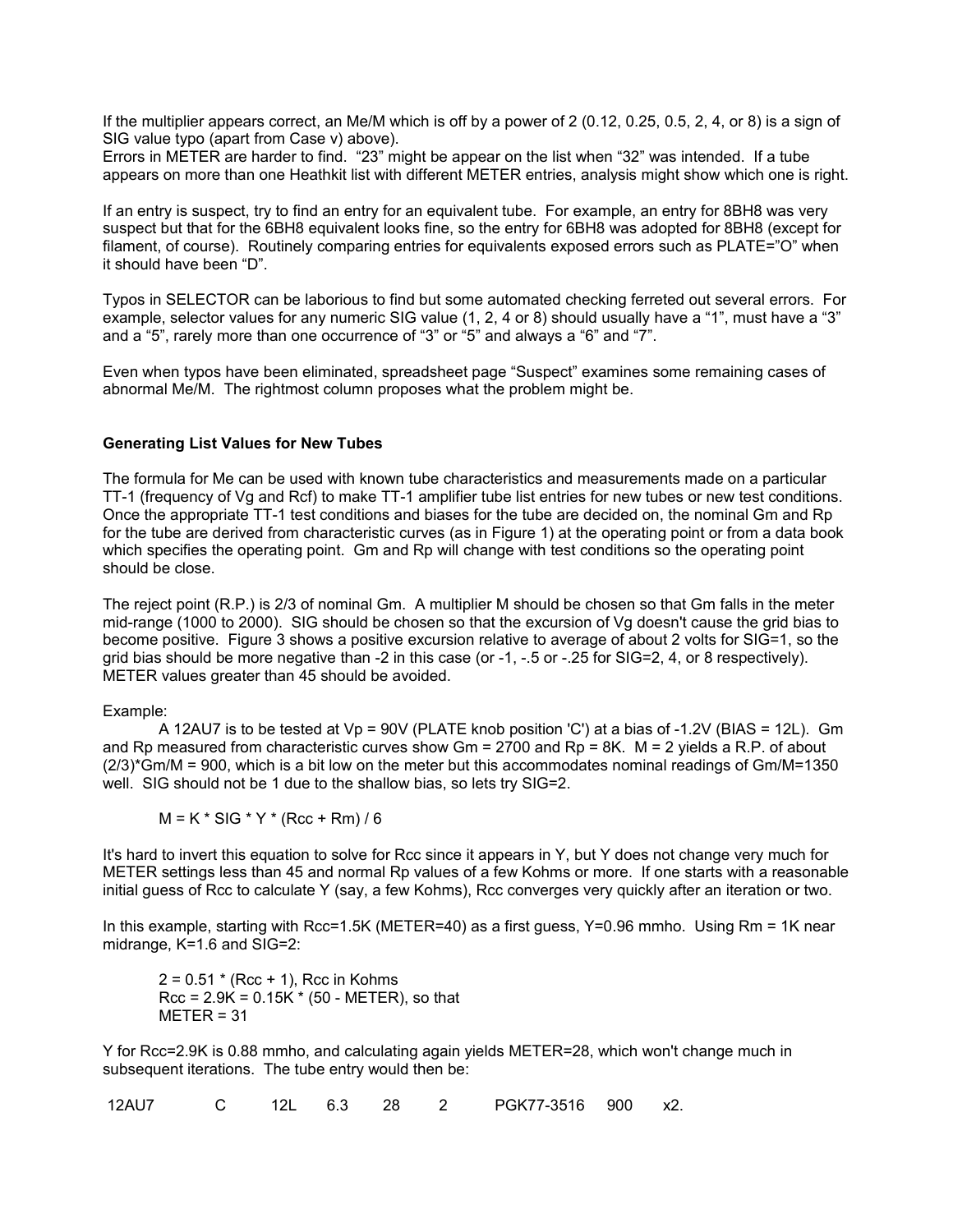If the multiplier appears correct, an Me/M which is off by a power of 2 (0.12, 0.25, 0.5, 2, 4, or 8) is a sign of SIG value typo (apart from Case v) above).
Errors in METER are harder to find. “23” might be appear on the list when “32” was intended. If a tube appears on more than one Heathkit list with different METER entries, analysis might show which one is right.

If an entry is suspect, try to find an entry for an equivalent tube. For example, an entry for 8BH8 was very suspect but that for the 6BH8 equivalent looks fine, so the entry for 6BH8 was adopted for 8BH8 (except for filament, of course). Routinely comparing entries for equivalents exposed errors such as PLATE=”O” when it should have been “D”.

Typos in SELECTOR can be laborious to find but some automated checking ferreted out several errors. For example, selector values for any numeric SIG value (1, 2, 4 or 8) should usually have a “1”, must have a “3” and a “5”, rarely more than one occurrence of “3” or “5” and always a “6” and “7”.

Even when typos have been eliminated, spreadsheet page “Suspect” examines some remaining cases of abnormal Me/M. The rightmost column proposes what the problem might be.

**Generating List Values for New Tubes**

The formula for Me can be used with known tube characteristics and measurements made on a particular TT-1 (frequency of Vg and Rcf) to make TT-1 amplifier tube list entries for new tubes or new test conditions. Once the appropriate TT-1 test conditions and biases for the tube are decided on, the nominal Gm and Rp for the tube are derived from characteristic curves (as in Figure 1) at the operating point or from a data book which specifies the operating point. Gm and Rp will change with test conditions so the operating point should be close.

The reject point (R.P.) is 2/3 of nominal Gm. A multiplier M should be chosen so that Gm falls in the meter mid-range (1000 to 2000). SIG should be chosen so that the excursion of Vg doesn't cause the grid bias to become positive. Figure 3 shows a positive excursion relative to average of about 2 volts for SIG=1, so the grid bias should be more negative than -2 in this case (or -1, -.5 or -.25 for SIG=2, 4, or 8 respectively). METER values greater than 45 should be avoided.

Example:

A 12AU7 is to be tested at Vp = 90V (PLATE knob position 'C') at a bias of -1.2V (BIAS = 12L). Gm and Rp measured from characteristic curves show Gm = 2700 and Rp = 8K. M = 2 yields a R.P. of about (2/3)*Gm/M = 900, which is a bit low on the meter but this accommodates nominal readings of Gm/M=1350 well. SIG should not be 1 due to the shallow bias, so lets try SIG=2.

$$M = K * SIG * Y * (Rcc + Rm) / 6$$

It's hard to invert this equation to solve for Rcc since it appears in Y, but Y does not change very much for METER settings less than 45 and normal Rp values of a few Kohms or more. If one starts with a reasonable initial guess of Rcc to calculate Y (say, a few Kohms), Rcc converges very quickly after an iteration or two.

In this example, starting with Rcc=1.5K (METER=40) as a first guess, Y=0.96 mmho. Using Rm = 1K near midrange, K=1.6 and SIG=2:

$2 = 0.51 * (Rcc + 1)$, Rcc in Kohms
$Rcc = 2.9K = 0.15K * (50 - METER)$, so that
METER = 31

Y for Rcc=2.9K is 0.88 mmho, and calculating again yields METER=28, which won't change much in subsequent iterations. The tube entry would then be:

| | | | | | | | | |
|---|---|---|---|---|---|---|---|---|
| 12AU7 | C | 12L | 6.3 | 28 | 2 | PGK77-3516 | 900 | x2. |